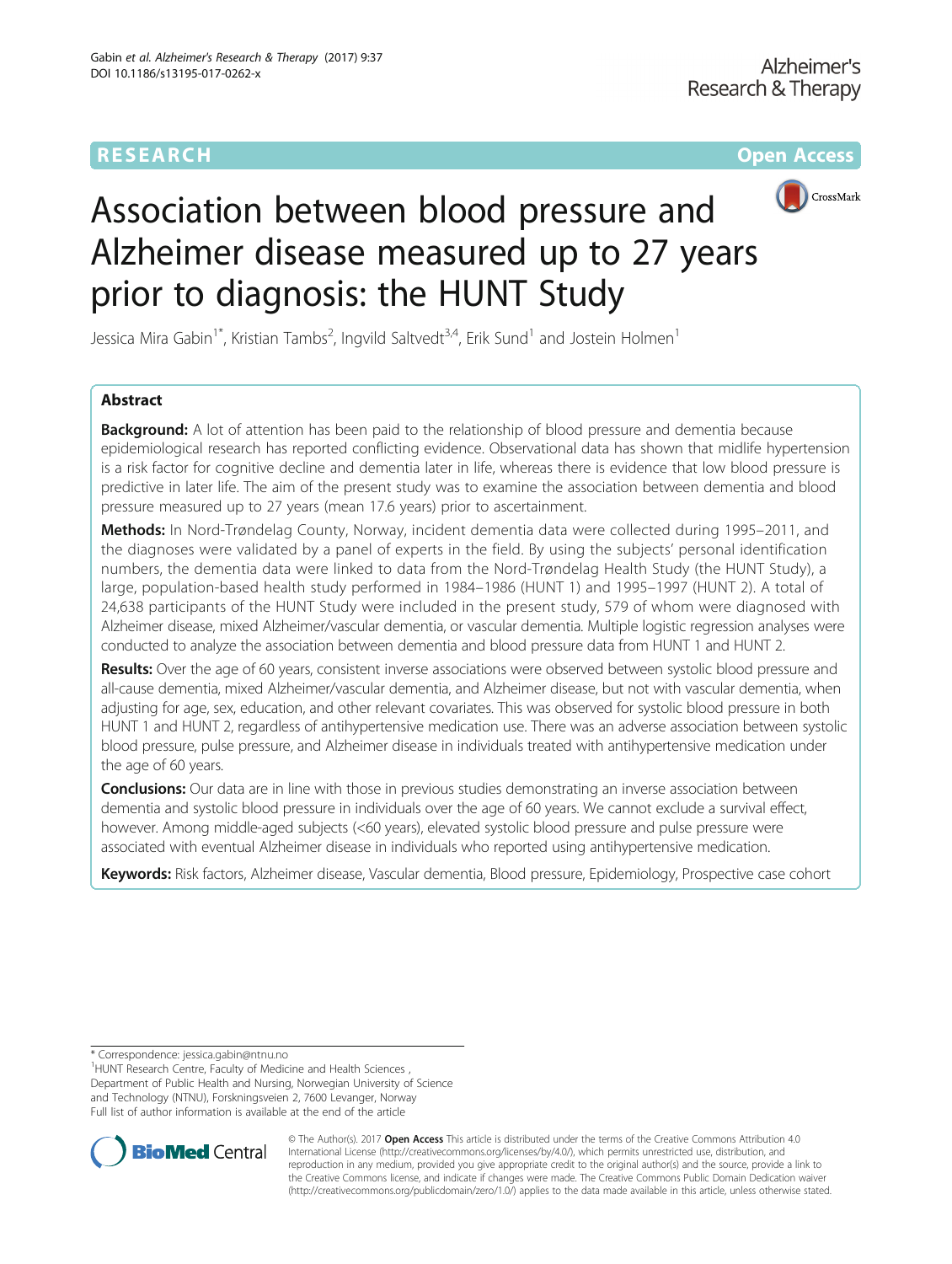RESEARCH

Open Access

# Association between blood pressure and Alzheimer disease measured up to 27 years prior to diagnosis: the HUNT Study

Jessica Mira Gabin[1*], Kristian Tambs[2], Ingvild Saltvedt[3,4], Erik Sund[1] and Jostein Holmen[1]

## Abstract

**Background:** A lot of attention has been paid to the relationship of blood pressure and dementia because epidemiological research has reported conflicting evidence. Observational data has shown that midlife hypertension is a risk factor for cognitive decline and dementia later in life, whereas there is evidence that low blood pressure is predictive in later life. The aim of the present study was to examine the association between dementia and blood pressure measured up to 27 years (mean 17.6 years) prior to ascertainment.

**Methods:** In Nord-Trøndelag County, Norway, incident dementia data were collected during 1995–2011, and the diagnoses were validated by a panel of experts in the field. By using the subjects' personal identification numbers, the dementia data were linked to data from the Nord-Trøndelag Health Study (the HUNT Study), a large, population-based health study performed in 1984–1986 (HUNT 1) and 1995–1997 (HUNT 2). A total of 24,638 participants of the HUNT Study were included in the present study, 579 of whom were diagnosed with Alzheimer disease, mixed Alzheimer/vascular dementia, or vascular dementia. Multiple logistic regression analyses were conducted to analyze the association between dementia and blood pressure data from HUNT 1 and HUNT 2.

**Results:** Over the age of 60 years, consistent inverse associations were observed between systolic blood pressure and all-cause dementia, mixed Alzheimer/vascular dementia, and Alzheimer disease, but not with vascular dementia, when adjusting for age, sex, education, and other relevant covariates. This was observed for systolic blood pressure in both HUNT 1 and HUNT 2, regardless of antihypertensive medication use. There was an adverse association between systolic blood pressure, pulse pressure, and Alzheimer disease in individuals treated with antihypertensive medication under the age of 60 years.

**Conclusions:** Our data are in line with those in previous studies demonstrating an inverse association between dementia and systolic blood pressure in individuals over the age of 60 years. We cannot exclude a survival effect, however. Among middle-aged subjects (<60 years), elevated systolic blood pressure and pulse pressure were associated with eventual Alzheimer disease in individuals who reported using antihypertensive medication.

**Keywords:** Risk factors, Alzheimer disease, Vascular dementia, Blood pressure, Epidemiology, Prospective case cohort

\* Correspondence: jessica.gabin@ntnu.no

[1]HUNT Research Centre, Faculty of Medicine and Health Sciences , Department of Public Health and Nursing, Norwegian University of Science and Technology (NTNU), Forskningsveien 2, 7600 Levanger, Norway

Full list of author information is available at the end of the article

© The Author(s). 2017 **Open Access** This article is distributed under the terms of the Creative Commons Attribution 4.0 International License (http://creativecommons.org/licenses/by/4.0/), which permits unrestricted use, distribution, and reproduction in any medium, provided you give appropriate credit to the original author(s) and the source, provide a link to the Creative Commons license, and indicate if changes were made. The Creative Commons Public Domain Dedication waiver (http://creativecommons.org/publicdomain/zero/1.0/) applies to the data made available in this article, unless otherwise stated.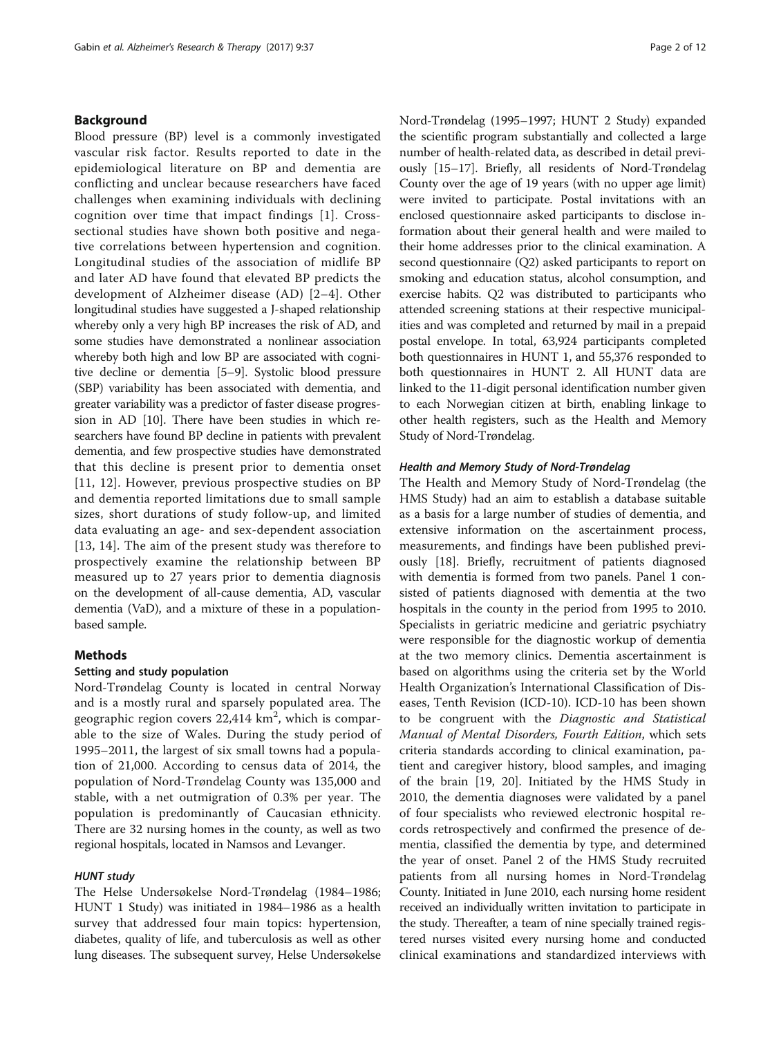## Background

Blood pressure (BP) level is a commonly investigated vascular risk factor. Results reported to date in the epidemiological literature on BP and dementia are conflicting and unclear because researchers have faced challenges when examining individuals with declining cognition over time that impact findings [1]. Cross-sectional studies have shown both positive and negative correlations between hypertension and cognition. Longitudinal studies of the association of midlife BP and later AD have found that elevated BP predicts the development of Alzheimer disease (AD) [2–4]. Other longitudinal studies have suggested a J-shaped relationship whereby only a very high BP increases the risk of AD, and some studies have demonstrated a nonlinear association whereby both high and low BP are associated with cognitive decline or dementia [5–9]. Systolic blood pressure (SBP) variability has been associated with dementia, and greater variability was a predictor of faster disease progression in AD [10]. There have been studies in which researchers have found BP decline in patients with prevalent dementia, and few prospective studies have demonstrated that this decline is present prior to dementia onset [11, 12]. However, previous prospective studies on BP and dementia reported limitations due to small sample sizes, short durations of study follow-up, and limited data evaluating an age- and sex-dependent association [13, 14]. The aim of the present study was therefore to prospectively examine the relationship between BP measured up to 27 years prior to dementia diagnosis on the development of all-cause dementia, AD, vascular dementia (VaD), and a mixture of these in a population-based sample.

## Methods

### Setting and study population

Nord-Trøndelag County is located in central Norway and is a mostly rural and sparsely populated area. The geographic region covers 22,414 km$^2$, which is comparable to the size of Wales. During the study period of 1995–2011, the largest of six small towns had a population of 21,000. According to census data of 2014, the population of Nord-Trøndelag County was 135,000 and stable, with a net outmigration of 0.3% per year. The population is predominantly of Caucasian ethnicity. There are 32 nursing homes in the county, as well as two regional hospitals, located in Namsos and Levanger.

#### *HUNT study*

The Helse Undersøkelse Nord-Trøndelag (1984–1986; HUNT 1 Study) was initiated in 1984–1986 as a health survey that addressed four main topics: hypertension, diabetes, quality of life, and tuberculosis as well as other lung diseases. The subsequent survey, Helse Undersøkelse Nord-Trøndelag (1995–1997; HUNT 2 Study) expanded the scientific program substantially and collected a large number of health-related data, as described in detail previously [15–17]. Briefly, all residents of Nord-Trøndelag County over the age of 19 years (with no upper age limit) were invited to participate. Postal invitations with an enclosed questionnaire asked participants to disclose information about their general health and were mailed to their home addresses prior to the clinical examination. A second questionnaire (Q2) asked participants to report on smoking and education status, alcohol consumption, and exercise habits. Q2 was distributed to participants who attended screening stations at their respective municipalities and was completed and returned by mail in a prepaid postal envelope. In total, 63,924 participants completed both questionnaires in HUNT 1, and 55,376 responded to both questionnaires in HUNT 2. All HUNT data are linked to the 11-digit personal identification number given to each Norwegian citizen at birth, enabling linkage to other health registers, such as the Health and Memory Study of Nord-Trøndelag.

#### *Health and Memory Study of Nord-Trøndelag*

The Health and Memory Study of Nord-Trøndelag (the HMS Study) had an aim to establish a database suitable as a basis for a large number of studies of dementia, and extensive information on the ascertainment process, measurements, and findings have been published previously [18]. Briefly, recruitment of patients diagnosed with dementia is formed from two panels. Panel 1 consisted of patients diagnosed with dementia at the two hospitals in the county in the period from 1995 to 2010. Specialists in geriatric medicine and geriatric psychiatry were responsible for the diagnostic workup of dementia at the two memory clinics. Dementia ascertainment is based on algorithms using the criteria set by the World Health Organization's International Classification of Diseases, Tenth Revision (ICD-10). ICD-10 has been shown to be congruent with the *Diagnostic and Statistical Manual of Mental Disorders, Fourth Edition*, which sets criteria standards according to clinical examination, patient and caregiver history, blood samples, and imaging of the brain [19, 20]. Initiated by the HMS Study in 2010, the dementia diagnoses were validated by a panel of four specialists who reviewed electronic hospital records retrospectively and confirmed the presence of dementia, classified the dementia by type, and determined the year of onset. Panel 2 of the HMS Study recruited patients from all nursing homes in Nord-Trøndelag County. Initiated in June 2010, each nursing home resident received an individually written invitation to participate in the study. Thereafter, a team of nine specially trained registered nurses visited every nursing home and conducted clinical examinations and standardized interviews with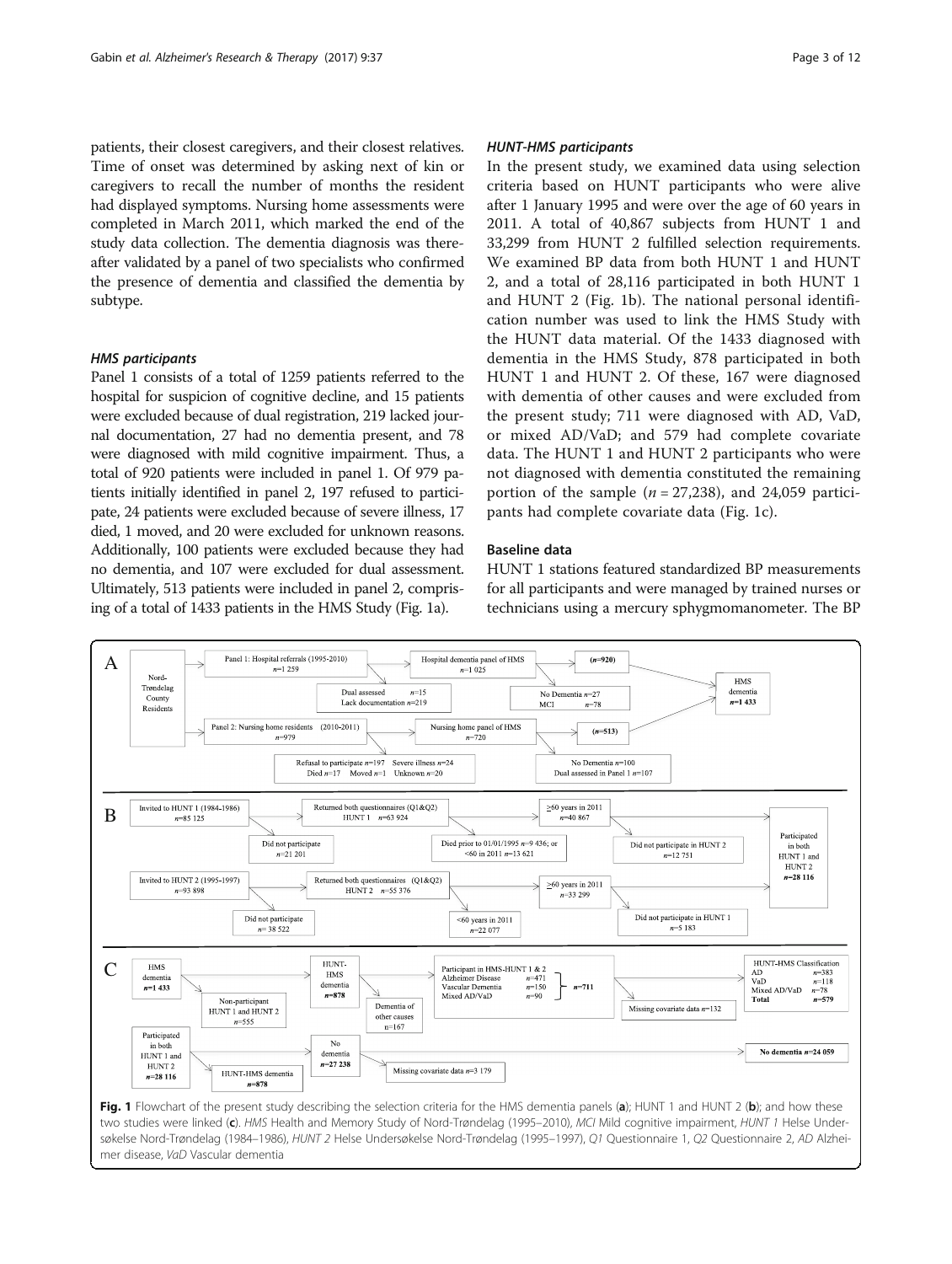patients, their closest caregivers, and their closest relatives. Time of onset was determined by asking next of kin or caregivers to recall the number of months the resident had displayed symptoms. Nursing home assessments were completed in March 2011, which marked the end of the study data collection. The dementia diagnosis was thereafter validated by a panel of two specialists who confirmed the presence of dementia and classified the dementia by subtype.

### *HMS participants*

Panel 1 consists of a total of 1259 patients referred to the hospital for suspicion of cognitive decline, and 15 patients were excluded because of dual registration, 219 lacked journal documentation, 27 had no dementia present, and 78 were diagnosed with mild cognitive impairment. Thus, a total of 920 patients were included in panel 1. Of 979 patients initially identified in panel 2, 197 refused to participate, 24 patients were excluded because of severe illness, 17 died, 1 moved, and 20 were excluded for unknown reasons. Additionally, 100 patients were excluded because they had no dementia, and 107 were excluded for dual assessment. Ultimately, 513 patients were included in panel 2, comprising of a total of 1433 patients in the HMS Study (Fig. 1a).

### *HUNT-HMS participants*

In the present study, we examined data using selection criteria based on HUNT participants who were alive after 1 January 1995 and were over the age of 60 years in 2011. A total of 40,867 subjects from HUNT 1 and 33,299 from HUNT 2 fulfilled selection requirements. We examined BP data from both HUNT 1 and HUNT 2, and a total of 28,116 participated in both HUNT 1 and HUNT 2 (Fig. 1b). The national personal identification number was used to link the HMS Study with the HUNT data material. Of the 1433 diagnosed with dementia in the HMS Study, 878 participated in both HUNT 1 and HUNT 2. Of these, 167 were diagnosed with dementia of other causes and were excluded from the present study; 711 were diagnosed with AD, VaD, or mixed AD/VaD; and 579 had complete covariate data. The HUNT 1 and HUNT 2 participants who were not diagnosed with dementia constituted the remaining portion of the sample ($n = 27{,}238$), and 24,059 participants had complete covariate data (Fig. 1c).

## Baseline data

HUNT 1 stations featured standardized BP measurements for all participants and were managed by trained nurses or technicians using a mercury sphygmomanometer. The BP

**Fig. 1** Flowchart of the present study describing the selection criteria for the HMS dementia panels (**a**); HUNT 1 and HUNT 2 (**b**); and how these two studies were linked (**c**). *HMS* Health and Memory Study of Nord-Trøndelag (1995–2010), *MCI* Mild cognitive impairment, *HUNT 1* Helse Undersøkelse Nord-Trøndelag (1984–1986), *HUNT 2* Helse Undersøkelse Nord-Trøndelag (1995–1997), *Q1* Questionnaire 1, *Q2* Questionnaire 2, *AD* Alzheimer disease, *VaD* Vascular dementia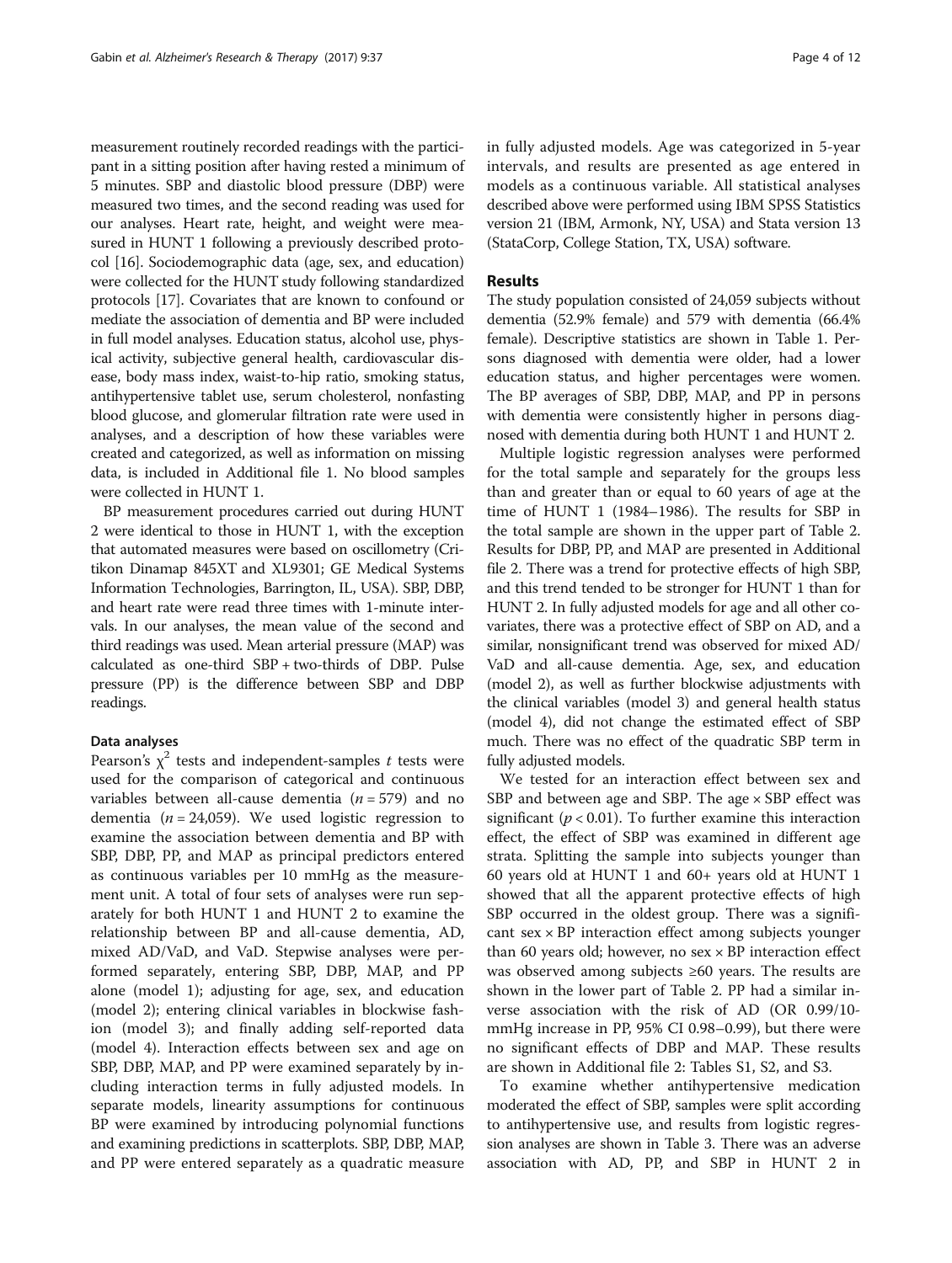measurement routinely recorded readings with the participant in a sitting position after having rested a minimum of 5 minutes. SBP and diastolic blood pressure (DBP) were measured two times, and the second reading was used for our analyses. Heart rate, height, and weight were measured in HUNT 1 following a previously described protocol [16]. Sociodemographic data (age, sex, and education) were collected for the HUNT study following standardized protocols [17]. Covariates that are known to confound or mediate the association of dementia and BP were included in full model analyses. Education status, alcohol use, physical activity, subjective general health, cardiovascular disease, body mass index, waist-to-hip ratio, smoking status, antihypertensive tablet use, serum cholesterol, nonfasting blood glucose, and glomerular filtration rate were used in analyses, and a description of how these variables were created and categorized, as well as information on missing data, is included in Additional file 1. No blood samples were collected in HUNT 1.

BP measurement procedures carried out during HUNT 2 were identical to those in HUNT 1, with the exception that automated measures were based on oscillometry (Critikon Dinamap 845XT and XL9301; GE Medical Systems Information Technologies, Barrington, IL, USA). SBP, DBP, and heart rate were read three times with 1-minute intervals. In our analyses, the mean value of the second and third readings was used. Mean arterial pressure (MAP) was calculated as one-third SBP + two-thirds of DBP. Pulse pressure (PP) is the difference between SBP and DBP readings.

### Data analyses

Pearson's $\chi^2$ tests and independent-samples *t* tests were used for the comparison of categorical and continuous variables between all-cause dementia ($n = 579$) and no dementia ($n = 24{,}059$). We used logistic regression to examine the association between dementia and BP with SBP, DBP, PP, and MAP as principal predictors entered as continuous variables per 10 mmHg as the measurement unit. A total of four sets of analyses were run separately for both HUNT 1 and HUNT 2 to examine the relationship between BP and all-cause dementia, AD, mixed AD/VaD, and VaD. Stepwise analyses were performed separately, entering SBP, DBP, MAP, and PP alone (model 1); adjusting for age, sex, and education (model 2); entering clinical variables in blockwise fashion (model 3); and finally adding self-reported data (model 4). Interaction effects between sex and age on SBP, DBP, MAP, and PP were examined separately by including interaction terms in fully adjusted models. In separate models, linearity assumptions for continuous BP were examined by introducing polynomial functions and examining predictions in scatterplots. SBP, DBP, MAP, and PP were entered separately as a quadratic measure in fully adjusted models. Age was categorized in 5-year intervals, and results are presented as age entered in models as a continuous variable. All statistical analyses described above were performed using IBM SPSS Statistics version 21 (IBM, Armonk, NY, USA) and Stata version 13 (StataCorp, College Station, TX, USA) software.

## Results

The study population consisted of 24,059 subjects without dementia (52.9% female) and 579 with dementia (66.4% female). Descriptive statistics are shown in Table 1. Persons diagnosed with dementia were older, had a lower education status, and higher percentages were women. The BP averages of SBP, DBP, MAP, and PP in persons with dementia were consistently higher in persons diagnosed with dementia during both HUNT 1 and HUNT 2.

Multiple logistic regression analyses were performed for the total sample and separately for the groups less than and greater than or equal to 60 years of age at the time of HUNT 1 (1984–1986). The results for SBP in the total sample are shown in the upper part of Table 2. Results for DBP, PP, and MAP are presented in Additional file 2. There was a trend for protective effects of high SBP, and this trend tended to be stronger for HUNT 1 than for HUNT 2. In fully adjusted models for age and all other covariates, there was a protective effect of SBP on AD, and a similar, nonsignificant trend was observed for mixed AD/VaD and all-cause dementia. Age, sex, and education (model 2), as well as further blockwise adjustments with the clinical variables (model 3) and general health status (model 4), did not change the estimated effect of SBP much. There was no effect of the quadratic SBP term in fully adjusted models.

We tested for an interaction effect between sex and SBP and between age and SBP. The age × SBP effect was significant ($p < 0.01$). To further examine this interaction effect, the effect of SBP was examined in different age strata. Splitting the sample into subjects younger than 60 years old at HUNT 1 and 60+ years old at HUNT 1 showed that all the apparent protective effects of high SBP occurred in the oldest group. There was a significant sex × BP interaction effect among subjects younger than 60 years old; however, no sex × BP interaction effect was observed among subjects ≥60 years. The results are shown in the lower part of Table 2. PP had a similar inverse association with the risk of AD (OR 0.99/10-mmHg increase in PP, 95% CI 0.98–0.99), but there were no significant effects of DBP and MAP. These results are shown in Additional file 2: Tables S1, S2, and S3.

To examine whether antihypertensive medication moderated the effect of SBP, samples were split according to antihypertensive use, and results from logistic regression analyses are shown in Table 3. There was an adverse association with AD, PP, and SBP in HUNT 2 in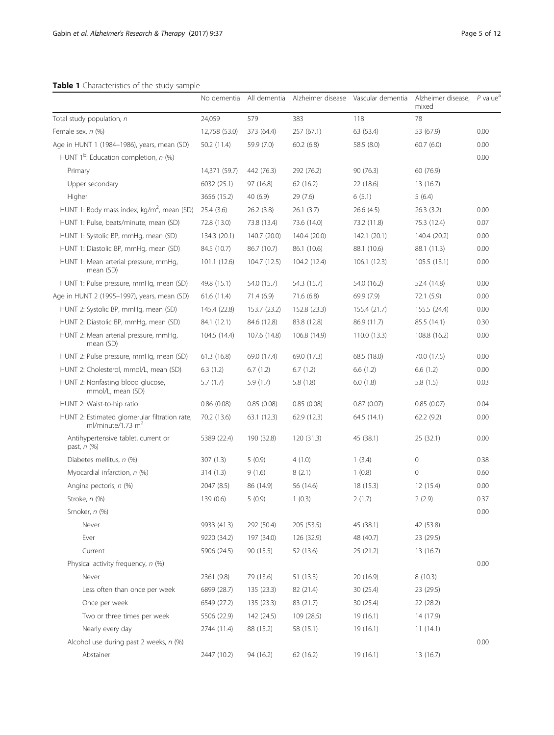**Table 1** Characteristics of the study sample

| | No dementia | All dementia | Alzheimer disease | Vascular dementia | Alzheimer disease, mixed | *P* value[a] |
|---|---|---|---|---|---|---|
| Total study population, *n* | 24,059 | 579 | 383 | 118 | 78 | |
| Female sex, *n* (%) | 12,758 (53.0) | 373 (64.4) | 257 (67.1) | 63 (53.4) | 53 (67.9) | 0.00 |
| Age in HUNT 1 (1984–1986), years, mean (SD) | 50.2 (11.4) | 59.9 (7.0) | 60.2 (6.8) | 58.5 (8.0) | 60.7 (6.0) | 0.00 |
| HUNT 1[b]: Education completion, *n* (%) | | | | | | 0.00 |
| Primary | 14,371 (59.7) | 442 (76.3) | 292 (76.2) | 90 (76.3) | 60 (76.9) | |
| Upper secondary | 6032 (25.1) | 97 (16.8) | 62 (16.2) | 22 (18.6) | 13 (16.7) | |
| Higher | 3656 (15.2) | 40 (6.9) | 29 (7.6) | 6 (5.1) | 5 (6.4) | |
| HUNT 1: Body mass index, kg/m$^2$, mean (SD) | 25.4 (3.6) | 26.2 (3.8) | 26.1 (3.7) | 26.6 (4.5) | 26.3 (3.2) | 0.00 |
| HUNT 1: Pulse, beats/minute, mean (SD) | 72.8 (13.0) | 73.8 (13.4) | 73.6 (14.0) | 73.2 (11.8) | 75.3 (12.4) | 0.07 |
| HUNT 1: Systolic BP, mmHg, mean (SD) | 134.3 (20.1) | 140.7 (20.0) | 140.4 (20.0) | 142.1 (20.1) | 140.4 (20.2) | 0.00 |
| HUNT 1: Diastolic BP, mmHg, mean (SD) | 84.5 (10.7) | 86.7 (10.7) | 86.1 (10.6) | 88.1 (10.6) | 88.1 (11.3) | 0.00 |
| HUNT 1: Mean arterial pressure, mmHg, mean (SD) | 101.1 (12.6) | 104.7 (12.5) | 104.2 (12.4) | 106.1 (12.3) | 105.5 (13.1) | 0.00 |
| HUNT 1: Pulse pressure, mmHg, mean (SD) | 49.8 (15.1) | 54.0 (15.7) | 54.3 (15.7) | 54.0 (16.2) | 52.4 (14.8) | 0.00 |
| Age in HUNT 2 (1995–1997), years, mean (SD) | 61.6 (11.4) | 71.4 (6.9) | 71.6 (6.8) | 69.9 (7.9) | 72.1 (5.9) | 0.00 |
| HUNT 2: Systolic BP, mmHg, mean (SD) | 145.4 (22.8) | 153.7 (23.2) | 152.8 (23.3) | 155.4 (21.7) | 155.5 (24.4) | 0.00 |
| HUNT 2: Diastolic BP, mmHg, mean (SD) | 84.1 (12.1) | 84.6 (12.8) | 83.8 (12.8) | 86.9 (11.7) | 85.5 (14.1) | 0.30 |
| HUNT 2: Mean arterial pressure, mmHg, mean (SD) | 104.5 (14.4) | 107.6 (14.8) | 106.8 (14.9) | 110.0 (13.3) | 108.8 (16.2) | 0.00 |
| HUNT 2: Pulse pressure, mmHg, mean (SD) | 61.3 (16.8) | 69.0 (17.4) | 69.0 (17.3) | 68.5 (18.0) | 70.0 (17.5) | 0.00 |
| HUNT 2: Cholesterol, mmol/L, mean (SD) | 6.3 (1.2) | 6.7 (1.2) | 6.7 (1.2) | 6.6 (1.2) | 6.6 (1.2) | 0.00 |
| HUNT 2: Nonfasting blood glucose, mmol/L, mean (SD) | 5.7 (1.7) | 5.9 (1.7) | 5.8 (1.8) | 6.0 (1.8) | 5.8 (1.5) | 0.03 |
| HUNT 2: Waist-to-hip ratio | 0.86 (0.08) | 0.85 (0.08) | 0.85 (0.08) | 0.87 (0.07) | 0.85 (0.07) | 0.04 |
| HUNT 2: Estimated glomerular filtration rate, ml/minute/1.73 m$^2$ | 70.2 (13.6) | 63.1 (12.3) | 62.9 (12.3) | 64.5 (14.1) | 62.2 (9.2) | 0.00 |
| Antihypertensive tablet, current or past, *n* (%) | 5389 (22.4) | 190 (32.8) | 120 (31.3) | 45 (38.1) | 25 (32.1) | 0.00 |
| Diabetes mellitus, *n* (%) | 307 (1.3) | 5 (0.9) | 4 (1.0) | 1 (3.4) | 0 | 0.38 |
| Myocardial infarction, *n* (%) | 314 (1.3) | 9 (1.6) | 8 (2.1) | 1 (0.8) | 0 | 0.60 |
| Angina pectoris, *n* (%) | 2047 (8.5) | 86 (14.9) | 56 (14.6) | 18 (15.3) | 12 (15.4) | 0.00 |
| Stroke, *n* (%) | 139 (0.6) | 5 (0.9) | 1 (0.3) | 2 (1.7) | 2 (2.9) | 0.37 |
| Smoker, *n* (%) | | | | | | 0.00 |
| Never | 9933 (41.3) | 292 (50.4) | 205 (53.5) | 45 (38.1) | 42 (53.8) | |
| Ever | 9220 (34.2) | 197 (34.0) | 126 (32.9) | 48 (40.7) | 23 (29.5) | |
| Current | 5906 (24.5) | 90 (15.5) | 52 (13.6) | 25 (21.2) | 13 (16.7) | |
| Physical activity frequency, *n* (%) | | | | | | 0.00 |
| Never | 2361 (9.8) | 79 (13.6) | 51 (13.3) | 20 (16.9) | 8 (10.3) | |
| Less often than once per week | 6899 (28.7) | 135 (23.3) | 82 (21.4) | 30 (25.4) | 23 (29.5) | |
| Once per week | 6549 (27.2) | 135 (23.3) | 83 (21.7) | 30 (25.4) | 22 (28.2) | |
| Two or three times per week | 5506 (22.9) | 142 (24.5) | 109 (28.5) | 19 (16.1) | 14 (17.9) | |
| Nearly every day | 2744 (11.4) | 88 (15.2) | 58 (15.1) | 19 (16.1) | 11 (14.1) | |
| Alcohol use during past 2 weeks, *n* (%) | | | | | | 0.00 |
| Abstainer | 2447 (10.2) | 94 (16.2) | 62 (16.2) | 19 (16.1) | 13 (16.7) | |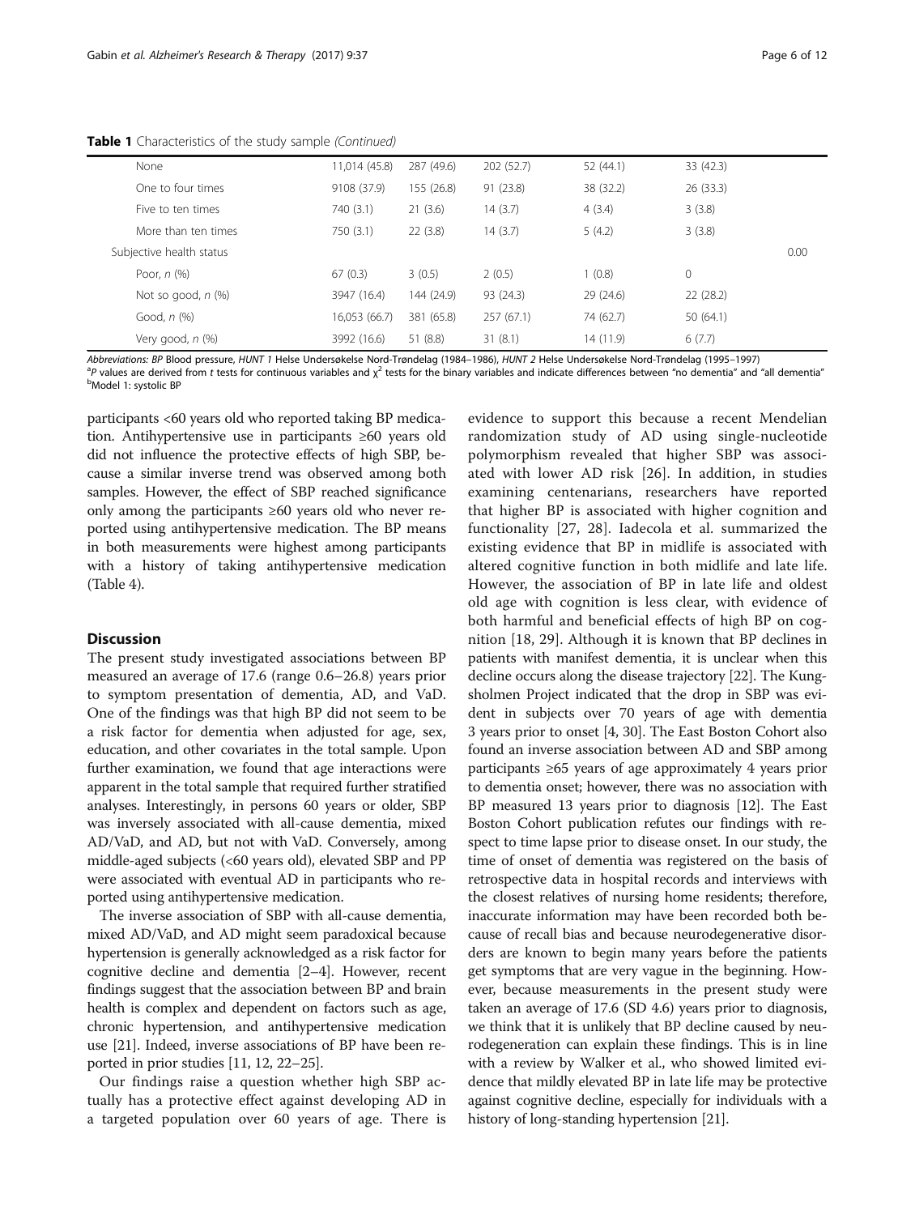**Table 1** Characteristics of the study sample *(Continued)*

| | | | | | | |
|---|---|---|---|---|---|---|
| None | 11,014 (45.8) | 287 (49.6) | 202 (52.7) | 52 (44.1) | 33 (42.3) | |
| One to four times | 9108 (37.9) | 155 (26.8) | 91 (23.8) | 38 (32.2) | 26 (33.3) | |
| Five to ten times | 740 (3.1) | 21 (3.6) | 14 (3.7) | 4 (3.4) | 3 (3.8) | |
| More than ten times | 750 (3.1) | 22 (3.8) | 14 (3.7) | 5 (4.2) | 3 (3.8) | |
| Subjective health status | | | | | | 0.00 |
| Poor, *n* (%) | 67 (0.3) | 3 (0.5) | 2 (0.5) | 1 (0.8) | 0 | |
| Not so good, *n* (%) | 3947 (16.4) | 144 (24.9) | 93 (24.3) | 29 (24.6) | 22 (28.2) | |
| Good, *n* (%) | 16,053 (66.7) | 381 (65.8) | 257 (67.1) | 74 (62.7) | 50 (64.1) | |
| Very good, *n* (%) | 3992 (16.6) | 51 (8.8) | 31 (8.1) | 14 (11.9) | 6 (7.7) | |

*Abbreviations: BP* Blood pressure, *HUNT 1* Helse Undersøkelse Nord-Trøndelag (1984–1986), *HUNT 2* Helse Undersøkelse Nord-Trøndelag (1995–1997)
[a] *P* values are derived from *t* tests for continuous variables and $\chi^2$ tests for the binary variables and indicate differences between "no dementia" and "all dementia"
[b] Model 1: systolic BP

participants <60 years old who reported taking BP medication. Antihypertensive use in participants ≥60 years old did not influence the protective effects of high SBP, because a similar inverse trend was observed among both samples. However, the effect of SBP reached significance only among the participants ≥60 years old who never reported using antihypertensive medication. The BP means in both measurements were highest among participants with a history of taking antihypertensive medication (Table 4).

## Discussion

The present study investigated associations between BP measured an average of 17.6 (range 0.6–26.8) years prior to symptom presentation of dementia, AD, and VaD. One of the findings was that high BP did not seem to be a risk factor for dementia when adjusted for age, sex, education, and other covariates in the total sample. Upon further examination, we found that age interactions were apparent in the total sample that required further stratified analyses. Interestingly, in persons 60 years or older, SBP was inversely associated with all-cause dementia, mixed AD/VaD, and AD, but not with VaD. Conversely, among middle-aged subjects (<60 years old), elevated SBP and PP were associated with eventual AD in participants who reported using antihypertensive medication.

The inverse association of SBP with all-cause dementia, mixed AD/VaD, and AD might seem paradoxical because hypertension is generally acknowledged as a risk factor for cognitive decline and dementia [2–4]. However, recent findings suggest that the association between BP and brain health is complex and dependent on factors such as age, chronic hypertension, and antihypertensive medication use [21]. Indeed, inverse associations of BP have been reported in prior studies [11, 12, 22–25].

Our findings raise a question whether high SBP actually has a protective effect against developing AD in a targeted population over 60 years of age. There is evidence to support this because a recent Mendelian randomization study of AD using single-nucleotide polymorphism revealed that higher SBP was associated with lower AD risk [26]. In addition, in studies examining centenarians, researchers have reported that higher BP is associated with higher cognition and functionality [27, 28]. Iadecola et al. summarized the existing evidence that BP in midlife is associated with altered cognitive function in both midlife and late life. However, the association of BP in late life and oldest old age with cognition is less clear, with evidence of both harmful and beneficial effects of high BP on cognition [18, 29]. Although it is known that BP declines in patients with manifest dementia, it is unclear when this decline occurs along the disease trajectory [22]. The Kungsholmen Project indicated that the drop in SBP was evident in subjects over 70 years of age with dementia 3 years prior to onset [4, 30]. The East Boston Cohort also found an inverse association between AD and SBP among participants ≥65 years of age approximately 4 years prior to dementia onset; however, there was no association with BP measured 13 years prior to diagnosis [12]. The East Boston Cohort publication refutes our findings with respect to time lapse prior to disease onset. In our study, the time of onset of dementia was registered on the basis of retrospective data in hospital records and interviews with the closest relatives of nursing home residents; therefore, inaccurate information may have been recorded both because of recall bias and because neurodegenerative disorders are known to begin many years before the patients get symptoms that are very vague in the beginning. However, because measurements in the present study were taken an average of 17.6 (SD 4.6) years prior to diagnosis, we think that it is unlikely that BP decline caused by neurodegeneration can explain these findings. This is in line with a review by Walker et al., who showed limited evidence that mildly elevated BP in late life may be protective against cognitive decline, especially for individuals with a history of long-standing hypertension [21].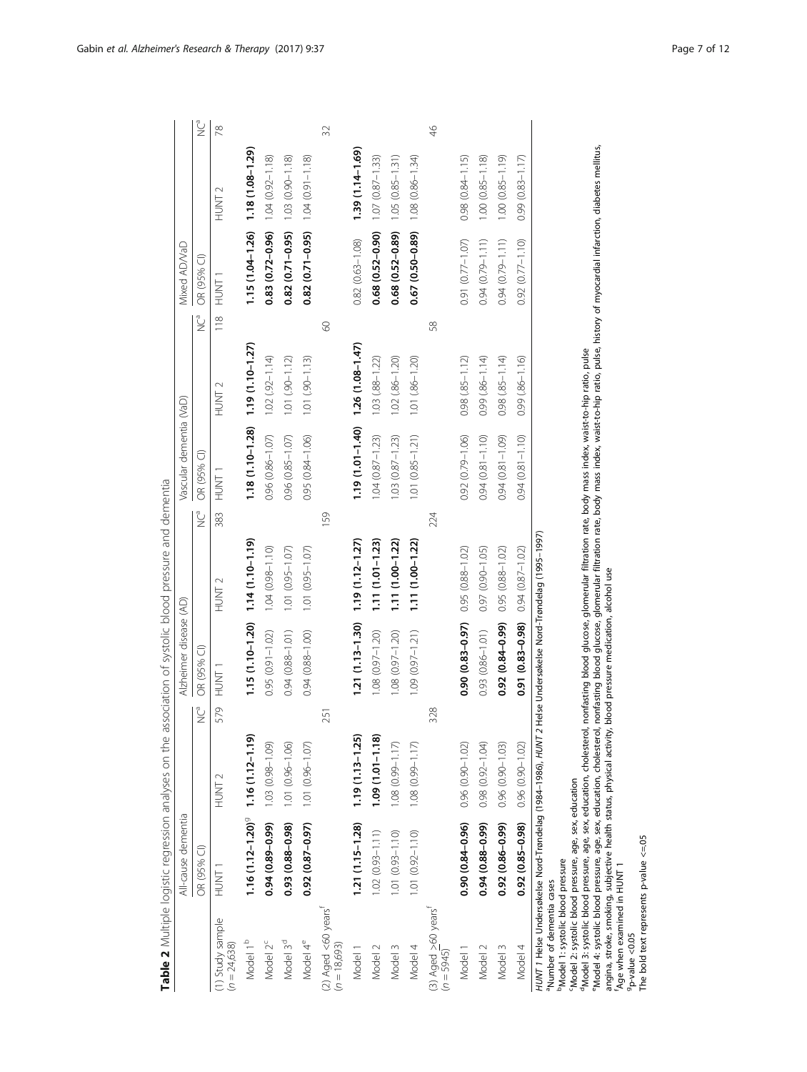**Table 2** Multiple logistic regression analyses on the association of systolic blood pressure and dementia

| | All-cause dementia | | | Alzheimer disease (AD) | | | Vascular dementia (VaD) | | | Mixed AD/VaD | | |
|---|---|---|---|---|---|---|---|---|---|---|---|---|
| | OR (95% CI) | | NC[a] | OR (95% CI) | | NC[a] | OR (95% CI) | | NC[a] | OR (95% CI) | | NC[a] |
| | HUNT 1 | HUNT 2 | | HUNT 1 | HUNT 2 | | HUNT 1 | HUNT 2 | | HUNT 1 | HUNT 2 | |
| (1) Study sample (n = 24,638) | | | 579 | | | 383 | | | 118 | | | 78 |
| Model 1[b] | **1.16 (1.12–1.20)[g]** | **1.16 (1.12–1.19)** | | **1.15 (1.10–1.20)** | **1.14 (1.10–1.19)** | | **1.18 (1.10–1.28)** | **1.19 (1.10–1.27)** | | **1.15 (1.04–1.26)** | **1.18 (1.08–1.29)** | |
| Model 2[c] | **0.94 (0.89–0.99)** | 1.03 (0.98–1.09) | | 0.95 (0.91–1.02) | 1.04 (0.98–1.10) | | 0.96 (0.86–1.07) | 1.02 (.92–1.14) | | **0.83 (0.72–0.96)** | 1.04 (0.92–1.18) | |
| Model 3[d] | **0.93 (0.88–0.98)** | 1.01 (0.96–1.06) | | 0.94 (0.88–1.01) | 1.01 (0.95–1.07) | | 0.96 (0.85–1.07) | 1.01 (.90–1.12) | | **0.82 (0.71–0.95)** | 1.03 (0.90–1.18) | |
| Model 4[e] | **0.92 (0.87–0.97)** | 1.01 (0.96–1.07) | | 0.94 (0.88–1.00) | 1.01 (0.95–1.07) | | 0.95 (0.84–1.06) | 1.01 (.90–1.13) | | **0.82 (0.71–0.95)** | 1.04 (0.91–1.18) | |
| (2) Aged <60 years[f] (n = 18,693) | | | 251 | | | 159 | | | 60 | | | 32 |
| Model 1 | **1.21 (1.15–1.28)** | **1.19 (1.13–1.25)** | | **1.21 (1.13–1.30)** | **1.19 (1.12–1.27)** | | **1.19 (1.01–1.40)** | **1.26 (1.08–1.47)** | | 0.82 (0.63–1.08) | **1.39 (1.14–1.69)** | |
| Model 2 | 1.02 (0.93–1.11) | **1.09 (1.01–1.18)** | | 1.08 (0.97–1.20) | **1.11 (1.01–1.23)** | | 1.04 (0.87–1.23) | 1.03 (.88–1.22) | | **0.68 (0.52–0.90)** | 1.07 (0.87–1.33) | |
| Model 3 | 1.01 (0.93–1.10) | 1.08 (0.99–1.17) | | 1.08 (0.97–1.20) | **1.11 (1.00–1.22)** | | 1.03 (0.87–1.23) | 1.02 (.86–1.20) | | **0.68 (0.52–0.89)** | 1.05 (0.85–1.31) | |
| Model 4 | 1.01 (0.92–1.10) | 1.08 (0.99–1.17) | | 1.09 (0.97–1.21) | **1.11 (1.00–1.22)** | | 1.01 (0.85–1.21) | 1.01 (.86–1.20) | | **0.67 (0.50–0.89)** | 1.08 (0.86–1.34) | |
| (3) Aged ≥60 years[f] (n = 5945) | | | 328 | | | 224 | | | 58 | | | 46 |
| Model 1 | **0.90 (0.84–0.96)** | 0.96 (0.90–1.02) | | **0.90 (0.83–0.97)** | 0.95 (0.88–1.02) | | 0.92 (0.79–1.06) | 0.98 (.85–1.12) | | 0.91 (0.77–1.07) | 0.98 (0.84–1.15) | |
| Model 2 | **0.94 (0.88–0.99)** | 0.98 (0.92–1.04) | | 0.93 (0.86–1.01) | 0.97 (0.90–1.05) | | 0.94 (0.81–1.10) | 0.99 (.86–1.14) | | 0.94 (0.79–1.11) | 1.00 (0.85–1.18) | |
| Model 3 | **0.92 (0.86–0.99)** | 0.96 (0.90–1.03) | | **0.92 (0.84–0.99)** | 0.95 (0.88–1.02) | | 0.94 (0.81–1.09) | 0.98 (.85–1.14) | | 0.94 (0.79–1.11) | 1.00 (0.85–1.19) | |
| Model 4 | **0.92 (0.85–0.98)** | 0.96 (0.90–1.02) | | **0.91 (0.83–0.98)** | 0.94 (0.87–1.02) | | 0.94 (0.81–1.10) | 0.99 (.86–1.16) | | 0.92 (0.77–1.10) | 0.99 (0.83–1.17) | |

*HUNT 1* Helse Undersøkelse Nord-Trøndelag (1984–1986), *HUNT 2* Helse Undersøkelse Nord-Trøndelag (1995–1997)
[a]Number of dementia cases
[b]Model 1: systolic blood pressure
[c]Model 2: systolic blood pressure, age, sex, education
[d]Model 3: systolic blood pressure, age, sex, education, cholesterol, nonfasting blood glucose, glomerular filtration rate, body mass index, waist-to-hip ratio, pulse
[e]Model 4: systolic blood pressure, age, sex, education, cholesterol, nonfasting blood glucose, glomerular filtration rate, body mass index, waist-to-hip ratio, pulse, history of myocardial infarction, diabetes mellitus, angina, stroke, smoking, subjective health status, physical activity, blood pressure medication, alcohol use
[f]Age when examined in HUNT 1
[g]p-value <0.05
The bold text represents p-value <=.05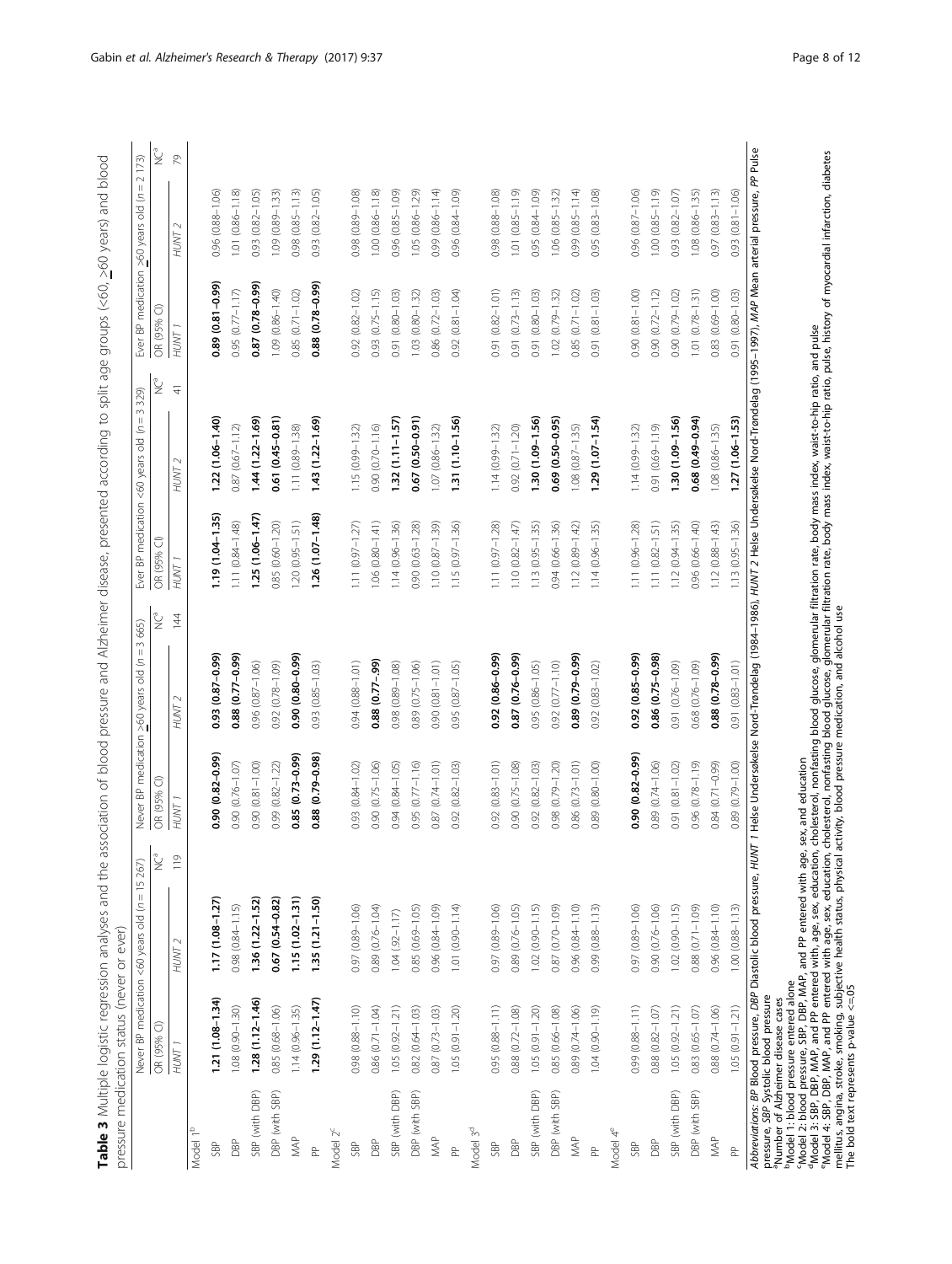**Table 3** Multiple logistic regression analyses and the association of blood pressure and Alzheimer disease, presented according to split age groups (<60, ≥60 years) and blood pressure medication status (never or ever)

| | Never BP medication <60 years old (n = 15 267) | | NC[a] | Never BP medication ≥60 years old (n = 3 665) | | NC[a] | Ever BP medication <60 years old (n = 3 329) | | NC[a] | Ever BP medication ≥60 years old (n = 2 173) | | NC[a] |
|---|---|---|---|---|---|---|---|---|---|---|---|---|
| | OR (95% CI) | | | OR (95% CI) | | | OR (95% CI) | | | OR (95% CI) | | |
| | HUNT 1 | HUNT 2 | 119 | HUNT 1 | HUNT 2 | 144 | HUNT 1 | HUNT 2 | 41 | HUNT 1 | HUNT 2 | 79 |
| Model 1[b] | | | | | | | | | | | | |
| SBP | **1.21 (1.08–1.34)** | **1.17 (1.08–1.27)** | | **0.90 (0.82–0.99)** | **0.93 (0.87–0.99)** | | **1.19 (1.04–1.35)** | **1.22 (1.06–1.40)** | | **0.89 (0.81–0.99)** | 0.96 (0.88–1.06) | |
| DBP | 1.08 (0.90–1.30) | 0.98 (0.84–1.15) | | 0.90 (0.76–1.07) | **0.88 (0.77–0.99)** | | 1.11 (0.84–1.48) | 0.87 (0.67–1.12) | | 0.95 (0.77–1.17) | 1.01 (0.86–1.18) | |
| SBP (with DBP) | **1.28 (1.12–1.46)** | **1.36 (1.22–1.52)** | | 0.90 (0.81–1.00) | 0.96 (0.87–1.06) | | **1.25 (1.06–1.47)** | **1.44 (1.22–1.69)** | | **0.87 (0.78–0.99)** | 0.93 (0.82–1.05) | |
| DBP (with SBP) | 0.85 (0.68–1.06) | **0.67 (0.54–0.82)** | | 0.99 (0.82–1.22) | 0.92 (0.78–1.09) | | 0.85 (0.60–1.20) | **0.61 (0.45–0.81)** | | 1.09 (0.86–1.40) | 1.09 (0.89–1.33) | |
| MAP | 1.14 (0.96–1.35) | **1.15 (1.02–1.31)** | | **0.85 (0.73–0.99)** | **0.90 (0.80–0.99)** | | 1.20 (0.95–1.51) | 1.11 (0.89–1.38) | | 0.85 (0.71–1.02) | 0.98 (0.85–1.13) | |
| PP | **1.29 (1.12–1.47)** | **1.35 (1.21–1.50)** | | **0.88 (0.79–0.98)** | 0.93 (0.85–1.03) | | **1.26 (1.07–1.48)** | **1.43 (1.22–1.69)** | | **0.88 (0.78–0.99)** | 0.93 (0.82–1.05) | |
| Model 2[c] | | | | | | | | | | | | |
| SBP | 0.98 (0.88–1.10) | 0.97 (0.89–1.06) | | 0.93 (0.84–1.02) | 0.94 (0.88–1.01) | | 1.11 (0.97–1.27) | 1.15 (0.99–1.32) | | 0.92 (0.82–1.02) | 0.98 (0.89–1.08) | |
| DBP | 0.86 (0.71–1.04) | 0.89 (0.76–1.04) | | 0.90 (0.75–1.06) | **0.88 (0.77–.99)** | | 1.06 (0.80–1.41) | 0.90 (0.70–1.16) | | 0.93 (0.75–1.15) | 1.00 (0.86–1.18) | |
| SBP (with DBP) | 1.05 (0.92–1.21) | 1.04 (.92–1.17) | | 0.94 (0.84–1.05) | 0.98 (0.89–1.08) | | 1.14 (0.96–1.36) | **1.32 (1.11–1.57)** | | 0.91 (0.80–1.03) | 0.96 (0.85–1.09) | |
| DBP (with SBP) | 0.82 (0.64–1.03) | 0.85 (0.69–1.05) | | 0.95 (0.77–1.16) | 0.89 (0.75–1.06) | | 0.90 (0.63–1.28) | **0.67 (0.50–0.91)** | | 1.03 (0.80–1.32) | 1.05 (0.86–1.29) | |
| MAP | 0.87 (0.73–1.03) | 0.96 (0.84–1.09) | | 0.87 (0.74–1.01) | 0.90 (0.81–1.01) | | 1.10 (0.87–1.39) | 1.07 (0.86–1.32) | | 0.86 (0.72–1.03) | 0.99 (0.86–1.14) | |
| PP | 1.05 (0.91–1.20) | 1.01 (0.90–1.14) | | 0.92 (0.82–1.03) | 0.95 (0.87–1.05) | | 1.15 (0.97–1.36) | **1.31 (1.10–1.56)** | | 0.92 (0.81–1.04) | 0.96 (0.84–1.09) | |
| Model 3[d] | | | | | | | | | | | | |
| SBP | 0.95 (0.88–1.11) | 0.97 (0.89–1.06) | | 0.92 (0.83–1.01) | **0.92 (0.86–0.99)** | | 1.11 (0.97–1.28) | 1.14 (0.99–1.32) | | 0.91 (0.82–1.01) | 0.98 (0.88–1.08) | |
| DBP | 0.88 (0.72–1.08) | 0.89 (0.76–1.05) | | 0.90 (0.75–1.08) | **0.87 (0.76–0.99)** | | 1.10 (0.82–1.47) | 0.92 (0.71–1.20) | | 0.91 (0.73–1.13) | 1.01 (0.85–1.19) | |
| SBP (with DBP) | 1.05 (0.91–1.20) | 1.02 (0.90–1.15) | | 0.92 (0.82–1.03) | 0.95 (0.86–1.05) | | 1.13 (0.95–1.35) | **1.30 (1.09–1.56)** | | 0.91 (0.80–1.03) | 0.95 (0.84–1.09) | |
| DBP (with SBP) | 0.85 (0.66–1.08) | 0.87 (0.70–1.09) | | 0.98 (0.79–1.20) | 0.92 (0.77–1.10) | | 0.94 (0.66–1.36) | **0.69 (0.50–0.95)** | | 1.02 (0.79–1.32) | 1.06 (0.85–1.32) | |
| MAP | 0.89 (0.74–1.06) | 0.96 (0.84–1.10) | | 0.86 (0.73–1.01) | **0.89 (0.79–0.99)** | | 1.12 (0.89–1.42) | 1.08 (0.87–1.35) | | 0.85 (0.71–1.02) | 0.99 (0.85–1.14) | |
| PP | 1.04 (0.90–1.19) | 0.99 (0.88–1.13) | | 0.89 (0.80–1.00) | 0.92 (0.83–1.02) | | 1.14 (0.96–1.35) | **1.29 (1.07–1.54)** | | 0.91 (0.81–1.03) | 0.95 (0.83–1.08) | |
| Model 4[e] | | | | | | | | | | | | |
| SBP | 0.99 (0.88–1.11) | 0.97 (0.89–1.06) | | **0.90 (0.82–0.99)** | **0.92 (0.85–0.99)** | | 1.11 (0.96–1.28) | 1.14 (0.99–1.32) | | 0.90 (0.81–1.00) | 0.96 (0.87–1.06) | |
| DBP | 0.88 (0.82–1.07) | 0.90 (0.76–1.06) | | 0.89 (0.74–1.06) | **0.86 (0.75–0.98)** | | 1.11 (0.82–1.51) | 0.91 (0.69–1.19) | | 0.90 (0.72–1.12) | 1.00 (0.85–1.19) | |
| SBP (with DBP) | 1.05 (0.92–1.21) | 1.02 (0.90–1.15) | | 0.91 (0.81–1.02) | 0.91 (0.76–1.09) | | 1.12 (0.94–1.35) | **1.30 (1.09–1.56)** | | 0.90 (0.79–1.02) | 0.93 (0.82–1.07) | |
| DBP (with SBP) | 0.83 (0.65–1.07) | 0.88 (0.71–1.09) | | 0.96 (0.78–1.19) | 0.68 (0.76–1.09) | | 0.96 (0.66–1.40) | **0.68 (0.49–0.94)** | | 1.01 (0.78–1.31) | 1.08 (0.86–1.35) | |
| MAP | 0.88 (0.74–1.06) | 0.96 (0.84–1.10) | | 0.84 (0.71–0.99) | **0.88 (0.78–0.99)** | | 1.12 (0.88–1.43) | 1.08 (0.86–1.35) | | 0.83 (0.69–1.00) | 0.97 (0.83–1.13) | |
| PP | 1.05 (0.91–1.21) | 1.00 (0.88–1.13) | | 0.89 (0.79–1.00) | 0.91 (0.83–1.01) | | 1.13 (0.95–1.36) | **1.27 (1.06–1.53)** | | 0.91 (0.80–1.03) | 0.93 (0.81–1.06) | |

*Abbreviations*: *BP* Blood pressure, *DBP* Diastolic blood pressure, *HUNT 1* Helse Undersøkelse Nord-Trøndelag (1984–1986), *HUNT 2* Helse Undersøkelse Nord-Trøndelag (1995–1997), *MAP* Mean arterial pressure, *PP* Pulse pressure, *SBP* Systolic blood pressure

[a]Number of Alzheimer disease cases

[b]Model 1: blood pressure entered alone

[c]Model 2: blood pressure, SBP, DBP, MAP, and PP entered with age, sex, and education

[d]Model 3: SBP, DBP, MAP, and PP entered with, age, sex, education, cholesterol, nonfasting blood glucose, glomerular filtration rate, body mass index, waist-to-hip ratio, and pulse

[e]Model 4: SBP, DBP, MAP, and PP entered with age, sex, education, cholesterol, nonfasting blood glucose, glomerular filtration rate, body mass index, waist-to-hip ratio, pulse, history of myocardial infarction, diabetes mellitus, angina, stroke, smoking, subjective health status, physical activity, blood pressure medication, and alcohol use

The bold text represents p-value <=.05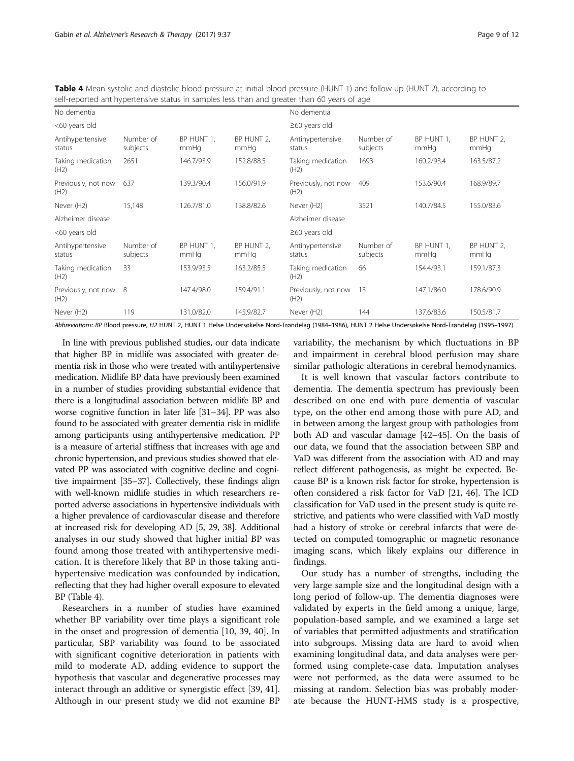**Table 4** Mean systolic and diastolic blood pressure at initial blood pressure (HUNT 1) and follow-up (HUNT 2), according to self-reported antihypertensive status in samples less than and greater than 60 years of age

| No dementia | | | | No dementia | | | |
|---|---|---|---|---|---|---|---|
| <60 years old | | | | ≥60 years old | | | |
| Antihypertensive status | Number of subjects | BP HUNT 1, mmHg | BP HUNT 2, mmHg | Antihypertensive status | Number of subjects | BP HUNT 1, mmHg | BP HUNT 2, mmHg |
| Taking medication (H2) | 2651 | 146.7/93.9 | 152.8/88.5 | Taking medication (H2) | 1693 | 160.2/93.4 | 163.5/87.2 |
| Previously, not now (H2) | 637 | 139.3/90.4 | 156.0/91.9 | Previously, not now (H2) | 409 | 153.6/90.4 | 168.9/89.7 |
| Never (H2) | 15,148 | 126.7/81.0 | 138.8/82.6 | Never (H2) | 3521 | 140.7/84.5 | 155.0/83.6 |
| Alzheimer disease | | | | Alzheimer disease | | | |
| <60 years old | | | | ≥60 years old | | | |
| Antihypertensive status | Number of subjects | BP HUNT 1, mmHg | BP HUNT 2, mmHg | Antihypertensive status | Number of subjects | BP HUNT 1, mmHg | BP HUNT 2, mmHg |
| Taking medication (H2) | 33 | 153.9/93.5 | 163.2/85.5 | Taking medication (H2) | 66 | 154.4/93.1 | 159.1/87.3 |
| Previously, not now (H2) | 8 | 147.4/98.0 | 159.4/91.1 | Previously, not now (H2) | 13 | 147.1/86.0 | 178.6/90.9 |
| Never (H2) | 119 | 131.0/82.0 | 145.9/82.7 | Never (H2) | 144 | 137.6/83.6 | 150.5/81.7 |

*Abbreviations: BP* Blood pressure, *H2* HUNT 2, HUNT 1 Helse Undersøkelse Nord-Trøndelag (1984–1986), HUNT 2 Helse Undersøkelse Nord-Trøndelag (1995–1997)

In line with previous published studies, our data indicate that higher BP in midlife was associated with greater dementia risk in those who were treated with antihypertensive medication. Midlife BP data have previously been examined in a number of studies providing substantial evidence that there is a longitudinal association between midlife BP and worse cognitive function in later life [31–34]. PP was also found to be associated with greater dementia risk in midlife among participants using antihypertensive medication. PP is a measure of arterial stiffness that increases with age and chronic hypertension, and previous studies showed that elevated PP was associated with cognitive decline and cognitive impairment [35–37]. Collectively, these findings align with well-known midlife studies in which researchers reported adverse associations in hypertensive individuals with a higher prevalence of cardiovascular disease and therefore at increased risk for developing AD [5, 29, 38]. Additional analyses in our study showed that higher initial BP was found among those treated with antihypertensive medication. It is therefore likely that BP in those taking antihypertensive medication was confounded by indication, reflecting that they had higher overall exposure to elevated BP (Table 4).

Researchers in a number of studies have examined whether BP variability over time plays a significant role in the onset and progression of dementia [10, 39, 40]. In particular, SBP variability was found to be associated with significant cognitive deterioration in patients with mild to moderate AD, adding evidence to support the hypothesis that vascular and degenerative processes may interact through an additive or synergistic effect [39, 41]. Although in our present study we did not examine BP variability, the mechanism by which fluctuations in BP and impairment in cerebral blood perfusion may share similar pathologic alterations in cerebral hemodynamics.

It is well known that vascular factors contribute to dementia. The dementia spectrum has previously been described on one end with pure dementia of vascular type, on the other end among those with pure AD, and in between among the largest group with pathologies from both AD and vascular damage [42–45]. On the basis of our data, we found that the association between SBP and VaD was different from the association with AD and may reflect different pathogenesis, as might be expected. Because BP is a known risk factor for stroke, hypertension is often considered a risk factor for VaD [21, 46]. The ICD classification for VaD used in the present study is quite restrictive, and patients who were classified with VaD mostly had a history of stroke or cerebral infarcts that were detected on computed tomographic or magnetic resonance imaging scans, which likely explains our difference in findings.

Our study has a number of strengths, including the very large sample size and the longitudinal design with a long period of follow-up. The dementia diagnoses were validated by experts in the field among a unique, large, population-based sample, and we examined a large set of variables that permitted adjustments and stratification into subgroups. Missing data are hard to avoid when examining longitudinal data, and data analyses were performed using complete-case data. Imputation analyses were not performed, as the data were assumed to be missing at random. Selection bias was probably moderate because the HUNT-HMS study is a prospective,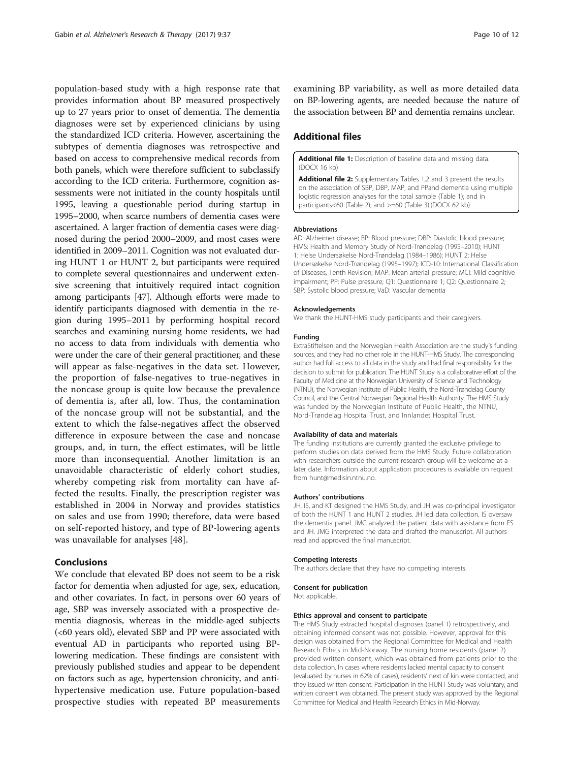population-based study with a high response rate that provides information about BP measured prospectively up to 27 years prior to onset of dementia. The dementia diagnoses were set by experienced clinicians by using the standardized ICD criteria. However, ascertaining the subtypes of dementia diagnoses was retrospective and based on access to comprehensive medical records from both panels, which were therefore sufficient to subclassify according to the ICD criteria. Furthermore, cognition assessments were not initiated in the county hospitals until 1995, leaving a questionable period during startup in 1995–2000, when scarce numbers of dementia cases were ascertained. A larger fraction of dementia cases were diagnosed during the period 2000–2009, and most cases were identified in 2009–2011. Cognition was not evaluated during HUNT 1 or HUNT 2, but participants were required to complete several questionnaires and underwent extensive screening that intuitively required intact cognition among participants [47]. Although efforts were made to identify participants diagnosed with dementia in the region during 1995–2011 by performing hospital record searches and examining nursing home residents, we had no access to data from individuals with dementia who were under the care of their general practitioner, and these will appear as false-negatives in the data set. However, the proportion of false-negatives to true-negatives in the noncase group is quite low because the prevalence of dementia is, after all, low. Thus, the contamination of the noncase group will not be substantial, and the extent to which the false-negatives affect the observed difference in exposure between the case and noncase groups, and, in turn, the effect estimates, will be little more than inconsequential. Another limitation is an unavoidable characteristic of elderly cohort studies, whereby competing risk from mortality can have affected the results. Finally, the prescription register was established in 2004 in Norway and provides statistics on sales and use from 1990; therefore, data were based on self-reported history, and type of BP-lowering agents was unavailable for analyses [48].

## Conclusions

We conclude that elevated BP does not seem to be a risk factor for dementia when adjusted for age, sex, education, and other covariates. In fact, in persons over 60 years of age, SBP was inversely associated with a prospective dementia diagnosis, whereas in the middle-aged subjects (<60 years old), elevated SBP and PP were associated with eventual AD in participants who reported using BP-lowering medication. These findings are consistent with previously published studies and appear to be dependent on factors such as age, hypertension chronicity, and antihypertensive medication use. Future population-based prospective studies with repeated BP measurements examining BP variability, as well as more detailed data on BP-lowering agents, are needed because the nature of the association between BP and dementia remains unclear.

## Additional files

**Additional file 1:** Description of baseline data and missing data. (DOCX 16 kb)

**Additional file 2:** Supplementary Tables 1,2 and 3 present the results on the association of SBP, DBP, MAP, and PPand dementia using multiple logistic regression analyses for the total sample (Table 1); and in participants<60 (Table 2); and >=60 (Table 3).(DOCX 62 kb)

#### Abbreviations

AD: Alzheimer disease; BP: Blood pressure; DBP: Diastolic blood pressure; HMS: Health and Memory Study of Nord-Trøndelag (1995–2010); HUNT 1: Helse Undersøkelse Nord-Trøndelag (1984–1986); HUNT 2: Helse Undersøkelse Nord-Trøndelag (1995–1997); ICD-10: International Classification of Diseases, Tenth Revision; MAP: Mean arterial pressure; MCI: Mild cognitive impairment; PP: Pulse pressure; Q1: Questionnaire 1; Q2: Questionnaire 2; SBP: Systolic blood pressure; VaD: Vascular dementia

#### Acknowledgements

We thank the HUNT-HMS study participants and their caregivers.

#### Funding

ExtraStiftelsen and the Norwegian Health Association are the study's funding sources, and they had no other role in the HUNT-HMS Study. The corresponding author had full access to all data in the study and had final responsibility for the decision to submit for publication. The HUNT Study is a collaborative effort of the Faculty of Medicine at the Norwegian University of Science and Technology (NTNU), the Norwegian Institute of Public Health, the Nord-Trøndelag County Council, and the Central Norwegian Regional Health Authority. The HMS Study was funded by the Norwegian Institute of Public Health, the NTNU, Nord-Trøndelag Hospital Trust, and Innlandet Hospital Trust.

#### Availability of data and materials

The funding institutions are currently granted the exclusive privilege to perform studies on data derived from the HMS Study. Future collaboration with researchers outside the current research group will be welcome at a later date. Information about application procedures is available on request from hunt@medisin.ntnu.no.

#### Authors' contributions

JH, IS, and KT designed the HMS Study, and JH was co-principal investigator of both the HUNT 1 and HUNT 2 studies. JH led data collection. IS oversaw the dementia panel. JMG analyzed the patient data with assistance from ES and JH. JMG interpreted the data and drafted the manuscript. All authors read and approved the final manuscript.

#### Competing interests

The authors declare that they have no competing interests.

#### Consent for publication

Not applicable.

#### Ethics approval and consent to participate

The HMS Study extracted hospital diagnoses (panel 1) retrospectively, and obtaining informed consent was not possible. However, approval for this design was obtained from the Regional Committee for Medical and Health Research Ethics in Mid-Norway. The nursing home residents (panel 2) provided written consent, which was obtained from patients prior to the data collection. In cases where residents lacked mental capacity to consent (evaluated by nurses in 62% of cases), residents' next of kin were contacted, and they issued written consent. Participation in the HUNT Study was voluntary, and written consent was obtained. The present study was approved by the Regional Committee for Medical and Health Research Ethics in Mid-Norway.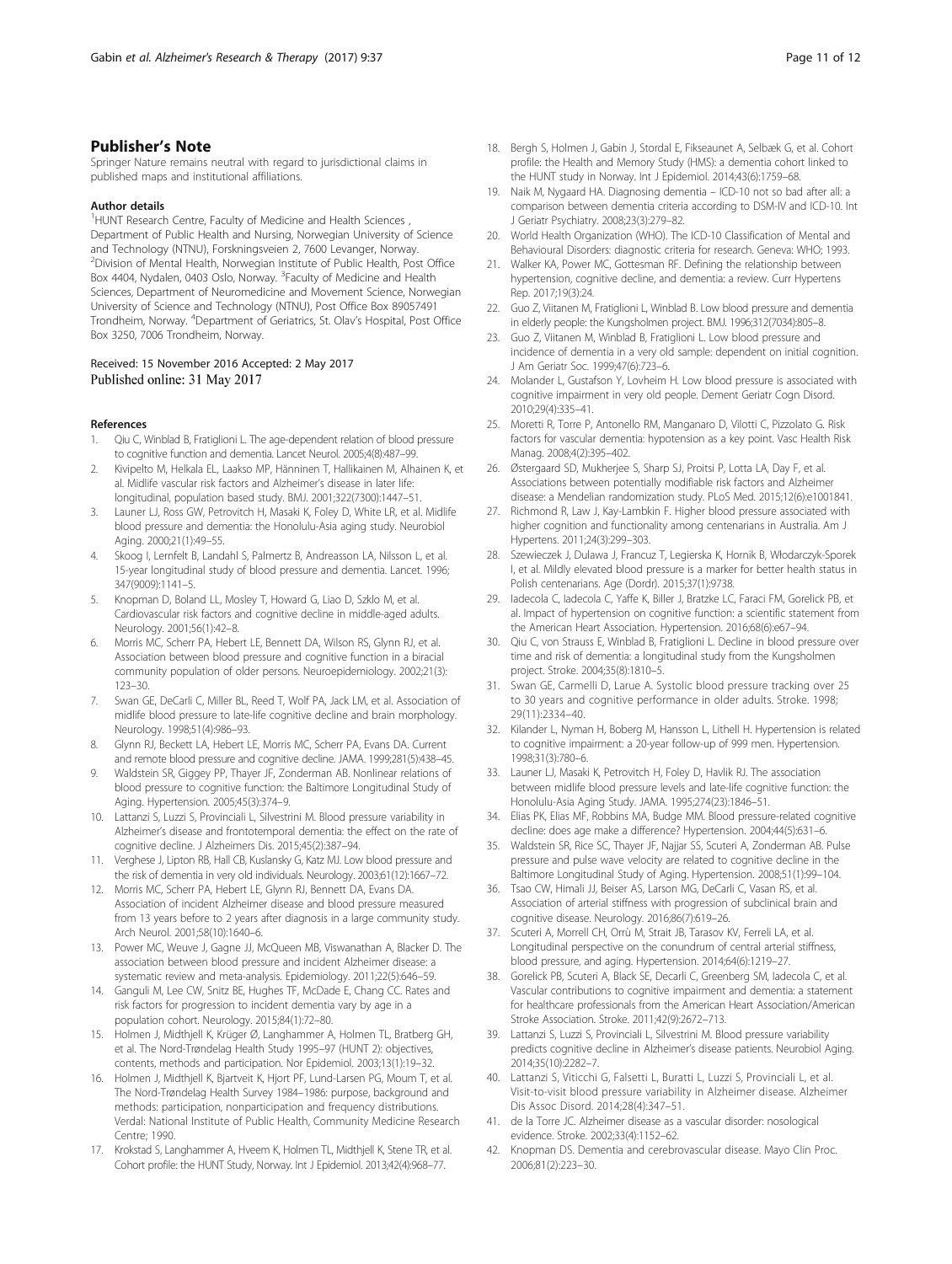## Publisher's Note

Springer Nature remains neutral with regard to jurisdictional claims in published maps and institutional affiliations.

### Author details

[1]HUNT Research Centre, Faculty of Medicine and Health Sciences , Department of Public Health and Nursing, Norwegian University of Science and Technology (NTNU), Forskningsveien 2, 7600 Levanger, Norway. [2]Division of Mental Health, Norwegian Institute of Public Health, Post Office Box 4404, Nydalen, 0403 Oslo, Norway. [3]Faculty of Medicine and Health Sciences, Department of Neuromedicine and Movement Science, Norwegian University of Science and Technology (NTNU), Post Office Box 89057491 Trondheim, Norway. [4]Department of Geriatrics, St. Olav's Hospital, Post Office Box 3250, 7006 Trondheim, Norway.

Received: 15 November 2016 Accepted: 2 May 2017
Published online: 31 May 2017

## References

1. Qiu C, Winblad B, Fratiglioni L. The age-dependent relation of blood pressure to cognitive function and dementia. Lancet Neurol. 2005;4(8):487–99.
2. Kivipelto M, Helkala EL, Laakso MP, Hänninen T, Hallikainen M, Alhainen K, et al. Midlife vascular risk factors and Alzheimer's disease in later life: longitudinal, population based study. BMJ. 2001;322(7300):1447–51.
3. Launer LJ, Ross GW, Petrovitch H, Masaki K, Foley D, White LR, et al. Midlife blood pressure and dementia: the Honolulu-Asia aging study. Neurobiol Aging. 2000;21(1):49–55.
4. Skoog I, Lernfelt B, Landahl S, Palmertz B, Andreasson LA, Nilsson L, et al. 15-year longitudinal study of blood pressure and dementia. Lancet. 1996; 347(9009):1141–5.
5. Knopman D, Boland LL, Mosley T, Howard G, Liao D, Szklo M, et al. Cardiovascular risk factors and cognitive decline in middle-aged adults. Neurology. 2001;56(1):42–8.
6. Morris MC, Scherr PA, Hebert LE, Bennett DA, Wilson RS, Glynn RJ, et al. Association between blood pressure and cognitive function in a biracial community population of older persons. Neuroepidemiology. 2002;21(3): 123–30.
7. Swan GE, DeCarli C, Miller BL, Reed T, Wolf PA, Jack LM, et al. Association of midlife blood pressure to late-life cognitive decline and brain morphology. Neurology. 1998;51(4):986–93.
8. Glynn RJ, Beckett LA, Hebert LE, Morris MC, Scherr PA, Evans DA. Current and remote blood pressure and cognitive decline. JAMA. 1999;281(5):438–45.
9. Waldstein SR, Giggey PP, Thayer JF, Zonderman AB. Nonlinear relations of blood pressure to cognitive function: the Baltimore Longitudinal Study of Aging. Hypertension. 2005;45(3):374–9.
10. Lattanzi S, Luzzi S, Provinciali L, Silvestrini M. Blood pressure variability in Alzheimer's disease and frontotemporal dementia: the effect on the rate of cognitive decline. J Alzheimers Dis. 2015;45(2):387–94.
11. Verghese J, Lipton RB, Hall CB, Kuslansky G, Katz MJ. Low blood pressure and the risk of dementia in very old individuals. Neurology. 2003;61(12):1667–72.
12. Morris MC, Scherr PA, Hebert LE, Glynn RJ, Bennett DA, Evans DA. Association of incident Alzheimer disease and blood pressure measured from 13 years before to 2 years after diagnosis in a large community study. Arch Neurol. 2001;58(10):1640–6.
13. Power MC, Weuve J, Gagne JJ, McQueen MB, Viswanathan A, Blacker D. The association between blood pressure and incident Alzheimer disease: a systematic review and meta-analysis. Epidemiology. 2011;22(5):646–59.
14. Ganguli M, Lee CW, Snitz BE, Hughes TF, McDade E, Chang CC. Rates and risk factors for progression to incident dementia vary by age in a population cohort. Neurology. 2015;84(1):72–80.
15. Holmen J, Midthjell K, Krüger Ø, Langhammer A, Holmen TL, Bratberg GH, et al. The Nord-Trøndelag Health Study 1995–97 (HUNT 2): objectives, contents, methods and participation. Nor Epidemiol. 2003;13(1):19–32.
16. Holmen J, Midthjell K, Bjartveit K, Hjort PF, Lund-Larsen PG, Moum T, et al. The Nord-Trøndelag Health Survey 1984–1986: purpose, background and methods: participation, nonparticipation and frequency distributions. Verdal: National Institute of Public Health, Community Medicine Research Centre; 1990.
17. Krokstad S, Langhammer A, Hveem K, Holmen TL, Midthjell K, Stene TR, et al. Cohort profile: the HUNT Study, Norway. Int J Epidemiol. 2013;42(4):968–77.
18. Bergh S, Holmen J, Gabin J, Stordal E, Fikseaunet A, Selbæk G, et al. Cohort profile: the Health and Memory Study (HMS): a dementia cohort linked to the HUNT study in Norway. Int J Epidemiol. 2014;43(6):1759–68.
19. Naik M, Nygaard HA. Diagnosing dementia – ICD-10 not so bad after all: a comparison between dementia criteria according to DSM-IV and ICD-10. Int J Geriatr Psychiatry. 2008;23(3):279–82.
20. World Health Organization (WHO). The ICD-10 Classification of Mental and Behavioural Disorders: diagnostic criteria for research. Geneva: WHO; 1993.
21. Walker KA, Power MC, Gottesman RF. Defining the relationship between hypertension, cognitive decline, and dementia: a review. Curr Hypertens Rep. 2017;19(3):24.
22. Guo Z, Viitanen M, Fratiglioni L, Winblad B. Low blood pressure and dementia in elderly people: the Kungsholmen project. BMJ. 1996;312(7034):805–8.
23. Guo Z, Viitanen M, Winblad B, Fratiglioni L. Low blood pressure and incidence of dementia in a very old sample: dependent on initial cognition. J Am Geriatr Soc. 1999;47(6):723–6.
24. Molander L, Gustafson Y, Lovheim H. Low blood pressure is associated with cognitive impairment in very old people. Dement Geriatr Cogn Disord. 2010;29(4):335–41.
25. Moretti R, Torre P, Antonello RM, Manganaro D, Vilotti C, Pizzolato G. Risk factors for vascular dementia: hypotension as a key point. Vasc Health Risk Manag. 2008;4(2):395–402.
26. Østergaard SD, Mukherjee S, Sharp SJ, Proitsi P, Lotta LA, Day F, et al. Associations between potentially modifiable risk factors and Alzheimer disease: a Mendelian randomization study. PLoS Med. 2015;12(6):e1001841.
27. Richmond R, Law J, Kay-Lambkin F. Higher blood pressure associated with higher cognition and functionality among centenarians in Australia. Am J Hypertens. 2011;24(3):299–303.
28. Szewieczek J, Dulawa J, Francuz T, Legierska K, Hornik B, Włodarczyk-Sporek I, et al. Mildly elevated blood pressure is a marker for better health status in Polish centenarians. Age (Dordr). 2015;37(1):9738.
29. Iadecola C, Iadecola C, Yaffe K, Biller J, Bratzke LC, Faraci FM, Gorelick PB, et al. Impact of hypertension on cognitive function: a scientific statement from the American Heart Association. Hypertension. 2016;68(6):e67–94.
30. Qiu C, von Strauss E, Winblad B, Fratiglioni L. Decline in blood pressure over time and risk of dementia: a longitudinal study from the Kungsholmen project. Stroke. 2004;35(8):1810–5.
31. Swan GE, Carmelli D, Larue A. Systolic blood pressure tracking over 25 to 30 years and cognitive performance in older adults. Stroke. 1998; 29(11):2334–40.
32. Kilander L, Nyman H, Boberg M, Hansson L, Lithell H. Hypertension is related to cognitive impairment: a 20-year follow-up of 999 men. Hypertension. 1998;31(3):780–6.
33. Launer LJ, Masaki K, Petrovitch H, Foley D, Havlik RJ. The association between midlife blood pressure levels and late-life cognitive function: the Honolulu-Asia Aging Study. JAMA. 1995;274(23):1846–51.
34. Elias PK, Elias MF, Robbins MA, Budge MM. Blood pressure-related cognitive decline: does age make a difference? Hypertension. 2004;44(5):631–6.
35. Waldstein SR, Rice SC, Thayer JF, Najjar SS, Scuteri A, Zonderman AB. Pulse pressure and pulse wave velocity are related to cognitive decline in the Baltimore Longitudinal Study of Aging. Hypertension. 2008;51(1):99–104.
36. Tsao CW, Himali JJ, Beiser AS, Larson MG, DeCarli C, Vasan RS, et al. Association of arterial stiffness with progression of subclinical brain and cognitive disease. Neurology. 2016;86(7):619–26.
37. Scuteri A, Morrell CH, Orrù M, Strait JB, Tarasov KV, Ferreli LA, et al. Longitudinal perspective on the conundrum of central arterial stiffness, blood pressure, and aging. Hypertension. 2014;64(6):1219–27.
38. Gorelick PB, Scuteri A, Black SE, Decarli C, Greenberg SM, Iadecola C, et al. Vascular contributions to cognitive impairment and dementia: a statement for healthcare professionals from the American Heart Association/American Stroke Association. Stroke. 2011;42(9):2672–713.
39. Lattanzi S, Luzzi S, Provinciali L, Silvestrini M. Blood pressure variability predicts cognitive decline in Alzheimer's disease patients. Neurobiol Aging. 2014;35(10):2282–7.
40. Lattanzi S, Viticchi G, Falsetti L, Buratti L, Luzzi S, Provinciali L, et al. Visit-to-visit blood pressure variability in Alzheimer disease. Alzheimer Dis Assoc Disord. 2014;28(4):347–51.
41. de la Torre JC. Alzheimer disease as a vascular disorder: nosological evidence. Stroke. 2002;33(4):1152–62.
42. Knopman DS. Dementia and cerebrovascular disease. Mayo Clin Proc. 2006;81(2):223–30.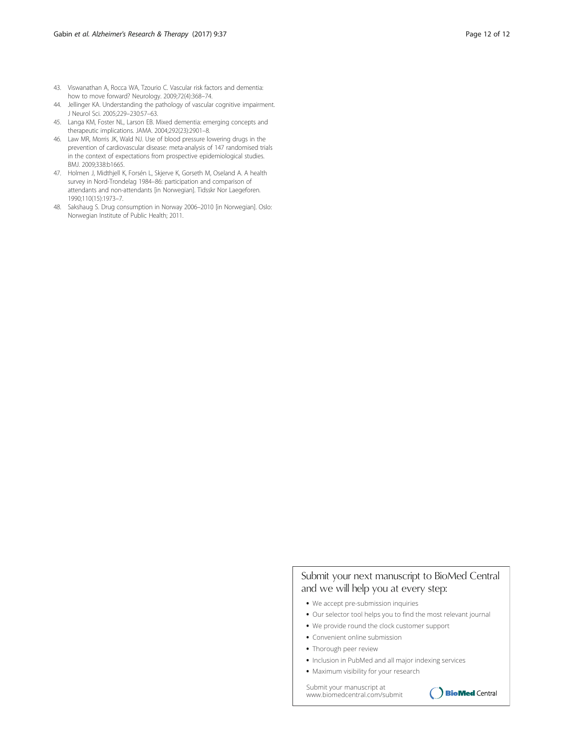43. Viswanathan A, Rocca WA, Tzourio C. Vascular risk factors and dementia: how to move forward? Neurology. 2009;72(4):368–74.
44. Jellinger KA. Understanding the pathology of vascular cognitive impairment. J Neurol Sci. 2005;229–230:57–63.
45. Langa KM, Foster NL, Larson EB. Mixed dementia: emerging concepts and therapeutic implications. JAMA. 2004;292(23):2901–8.
46. Law MR, Morris JK, Wald NJ. Use of blood pressure lowering drugs in the prevention of cardiovascular disease: meta-analysis of 147 randomised trials in the context of expectations from prospective epidemiological studies. BMJ. 2009;338:b1665.
47. Holmen J, Midthjell K, Forsén L, Skjerve K, Gorseth M, Oseland A. A health survey in Nord-Trondelag 1984–86: participation and comparison of attendants and non-attendants [in Norwegian]. Tidsskr Nor Laegeforen. 1990;110(15):1973–7.
48. Sakshaug S. Drug consumption in Norway 2006–2010 [in Norwegian]. Oslo: Norwegian Institute of Public Health; 2011.

Submit your next manuscript to BioMed Central and we will help you at every step:

- We accept pre-submission inquiries
- Our selector tool helps you to find the most relevant journal
- We provide round the clock customer support
- Convenient online submission
- Thorough peer review
- Inclusion in PubMed and all major indexing services
- Maximum visibility for your research

Submit your manuscript at
www.biomedcentral.com/submit

BioMed Central